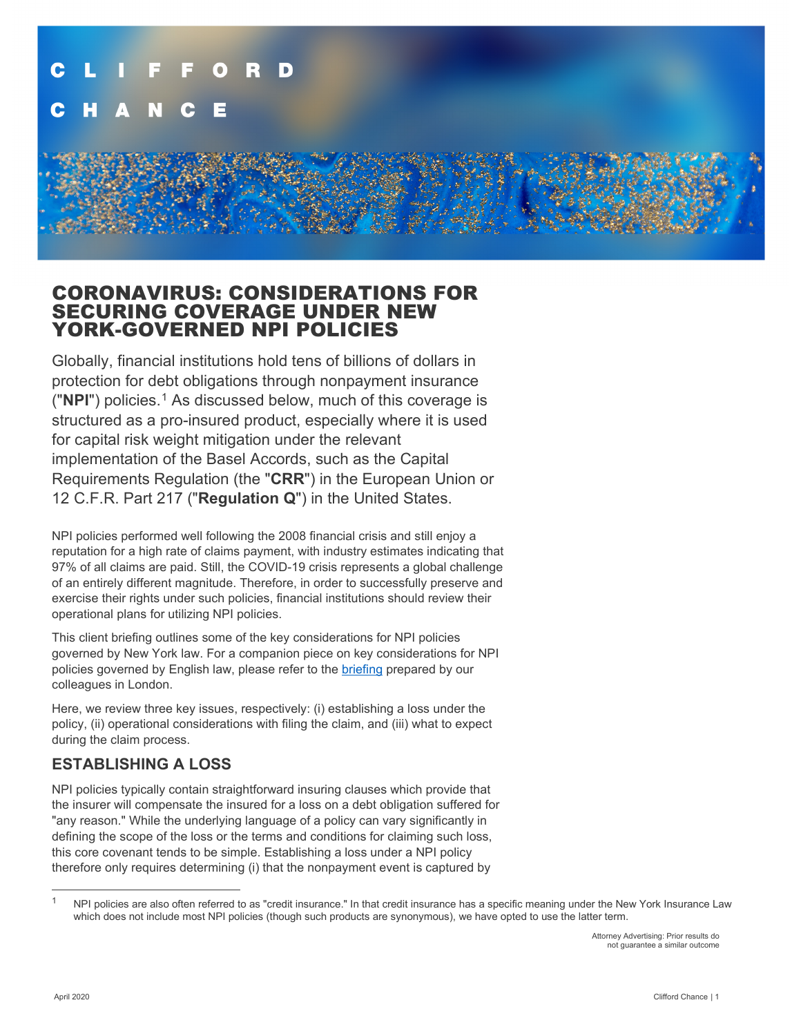# CORONAVIRUS: CONSIDERATIONS FOR SECURING COVERAGE UNDER NEW YORK-GOVERNED NPI POLICIES

Globally, financial institutions hold tens of billions of dollars in protection for debt obligations through nonpayment insurance ("**NPI**") policies.[1] As discussed below, much of this coverage is structured as a pro-insured product, especially where it is used for capital risk weight mitigation under the relevant implementation of the Basel Accords, such as the Capital Requirements Regulation (the "**CRR**") in the European Union or 12 C.F.R. Part 217 ("**Regulation Q**") in the United States.

NPI policies performed well following the 2008 financial crisis and still enjoy a reputation for a high rate of claims payment, with industry estimates indicating that 97% of all claims are paid. Still, the COVID-19 crisis represents a global challenge of an entirely different magnitude. Therefore, in order to successfully preserve and exercise their rights under such policies, financial institutions should review their operational plans for utilizing NPI policies.

This client briefing outlines some of the key considerations for NPI policies governed by New York law. For a companion piece on key considerations for NPI policies governed by English law, please refer to the briefing prepared by our colleagues in London.

Here, we review three key issues, respectively: (i) establishing a loss under the policy, (ii) operational considerations with filing the claim, and (iii) what to expect during the claim process.

## ESTABLISHING A LOSS

NPI policies typically contain straightforward insuring clauses which provide that the insurer will compensate the insured for a loss on a debt obligation suffered for "any reason." While the underlying language of a policy can vary significantly in defining the scope of the loss or the terms and conditions for claiming such loss, this core covenant tends to be simple. Establishing a loss under a NPI policy therefore only requires determining (i) that the nonpayment event is captured by

---

[1] NPI policies are also often referred to as "credit insurance." In that credit insurance has a specific meaning under the New York Insurance Law which does not include most NPI policies (though such products are synonymous), we have opted to use the latter term.

Attorney Advertising: Prior results do not guarantee a similar outcome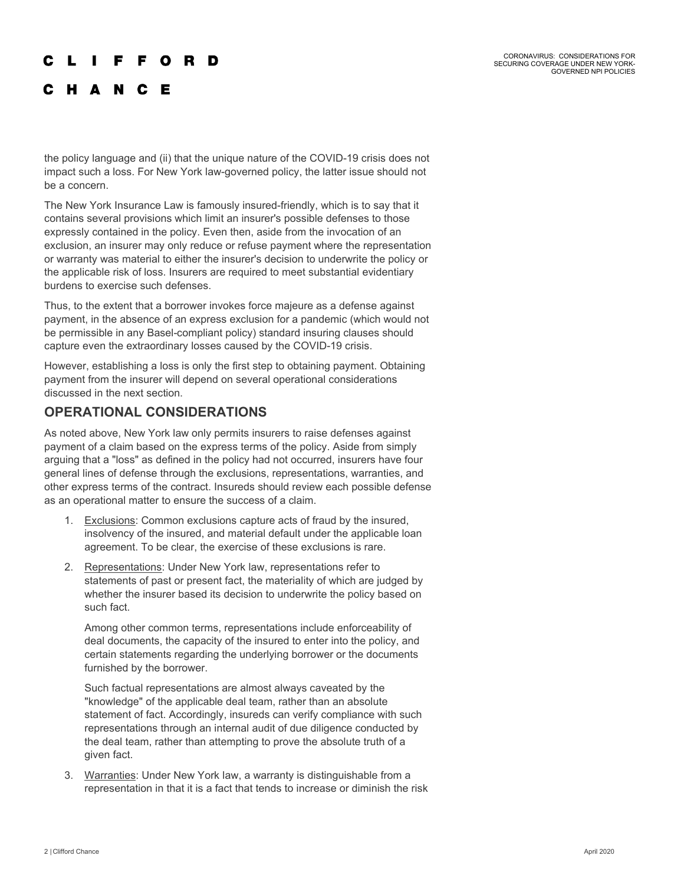the policy language and (ii) that the unique nature of the COVID-19 crisis does not impact such a loss. For New York law-governed policy, the latter issue should not be a concern.

The New York Insurance Law is famously insured-friendly, which is to say that it contains several provisions which limit an insurer's possible defenses to those expressly contained in the policy. Even then, aside from the invocation of an exclusion, an insurer may only reduce or refuse payment where the representation or warranty was material to either the insurer's decision to underwrite the policy or the applicable risk of loss. Insurers are required to meet substantial evidentiary burdens to exercise such defenses.

Thus, to the extent that a borrower invokes force majeure as a defense against payment, in the absence of an express exclusion for a pandemic (which would not be permissible in any Basel-compliant policy) standard insuring clauses should capture even the extraordinary losses caused by the COVID-19 crisis.

However, establishing a loss is only the first step to obtaining payment. Obtaining payment from the insurer will depend on several operational considerations discussed in the next section.

## OPERATIONAL CONSIDERATIONS

As noted above, New York law only permits insurers to raise defenses against payment of a claim based on the express terms of the policy. Aside from simply arguing that a "loss" as defined in the policy had not occurred, insurers have four general lines of defense through the exclusions, representations, warranties, and other express terms of the contract. Insureds should review each possible defense as an operational matter to ensure the success of a claim.

1. Exclusions: Common exclusions capture acts of fraud by the insured, insolvency of the insured, and material default under the applicable loan agreement. To be clear, the exercise of these exclusions is rare.

2. Representations: Under New York law, representations refer to statements of past or present fact, the materiality of which are judged by whether the insurer based its decision to underwrite the policy based on such fact.

   Among other common terms, representations include enforceability of deal documents, the capacity of the insured to enter into the policy, and certain statements regarding the underlying borrower or the documents furnished by the borrower.

   Such factual representations are almost always caveated by the "knowledge" of the applicable deal team, rather than an absolute statement of fact. Accordingly, insureds can verify compliance with such representations through an internal audit of due diligence conducted by the deal team, rather than attempting to prove the absolute truth of a given fact.

3. Warranties: Under New York law, a warranty is distinguishable from a representation in that it is a fact that tends to increase or diminish the risk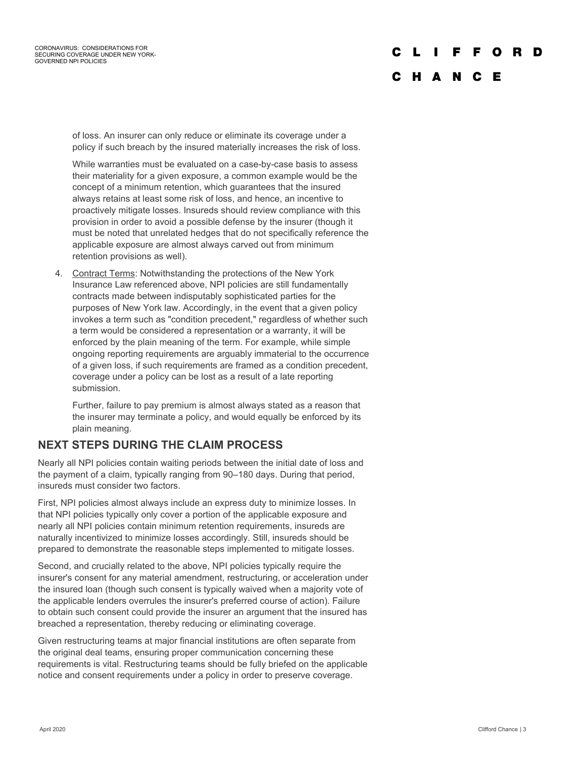of loss. An insurer can only reduce or eliminate its coverage under a policy if such breach by the insured materially increases the risk of loss.

While warranties must be evaluated on a case-by-case basis to assess their materiality for a given exposure, a common example would be the concept of a minimum retention, which guarantees that the insured always retains at least some risk of loss, and hence, an incentive to proactively mitigate losses. Insureds should review compliance with this provision in order to avoid a possible defense by the insurer (though it must be noted that unrelated hedges that do not specifically reference the applicable exposure are almost always carved out from minimum retention provisions as well).

4. Contract Terms: Notwithstanding the protections of the New York Insurance Law referenced above, NPI policies are still fundamentally contracts made between indisputably sophisticated parties for the purposes of New York law. Accordingly, in the event that a given policy invokes a term such as "condition precedent," regardless of whether such a term would be considered a representation or a warranty, it will be enforced by the plain meaning of the term. For example, while simple ongoing reporting requirements are arguably immaterial to the occurrence of a given loss, if such requirements are framed as a condition precedent, coverage under a policy can be lost as a result of a late reporting submission.

   Further, failure to pay premium is almost always stated as a reason that the insurer may terminate a policy, and would equally be enforced by its plain meaning.

## NEXT STEPS DURING THE CLAIM PROCESS

Nearly all NPI policies contain waiting periods between the initial date of loss and the payment of a claim, typically ranging from 90–180 days. During that period, insureds must consider two factors.

First, NPI policies almost always include an express duty to minimize losses. In that NPI policies typically only cover a portion of the applicable exposure and nearly all NPI policies contain minimum retention requirements, insureds are naturally incentivized to minimize losses accordingly. Still, insureds should be prepared to demonstrate the reasonable steps implemented to mitigate losses.

Second, and crucially related to the above, NPI policies typically require the insurer's consent for any material amendment, restructuring, or acceleration under the insured loan (though such consent is typically waived when a majority vote of the applicable lenders overrules the insurer's preferred course of action). Failure to obtain such consent could provide the insurer an argument that the insured has breached a representation, thereby reducing or eliminating coverage.

Given restructuring teams at major financial institutions are often separate from the original deal teams, ensuring proper communication concerning these requirements is vital. Restructuring teams should be fully briefed on the applicable notice and consent requirements under a policy in order to preserve coverage.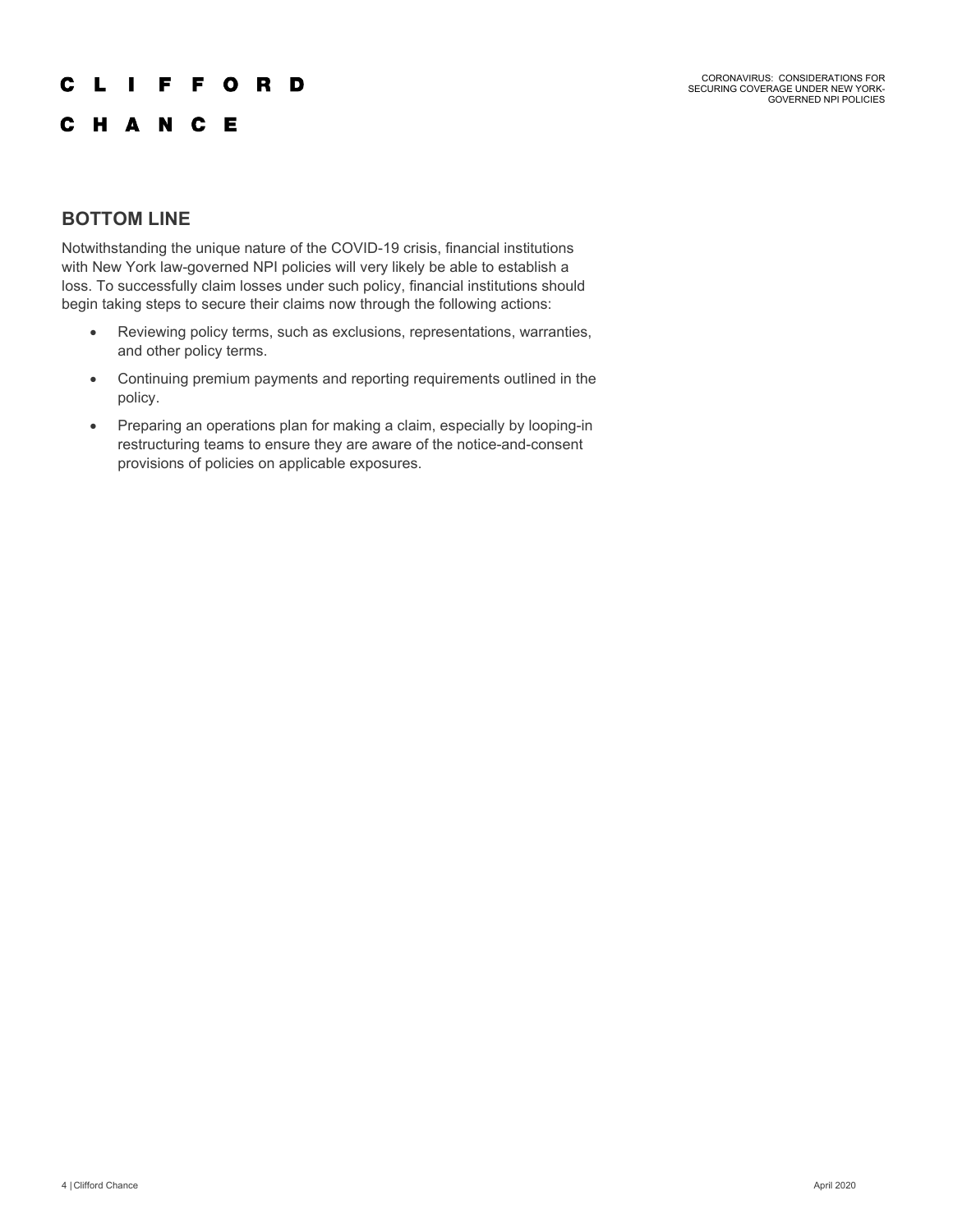## BOTTOM LINE

Notwithstanding the unique nature of the COVID-19 crisis, financial institutions with New York law-governed NPI policies will very likely be able to establish a loss. To successfully claim losses under such policy, financial institutions should begin taking steps to secure their claims now through the following actions:

- Reviewing policy terms, such as exclusions, representations, warranties, and other policy terms.
- Continuing premium payments and reporting requirements outlined in the policy.
- Preparing an operations plan for making a claim, especially by looping-in restructuring teams to ensure they are aware of the notice-and-consent provisions of policies on applicable exposures.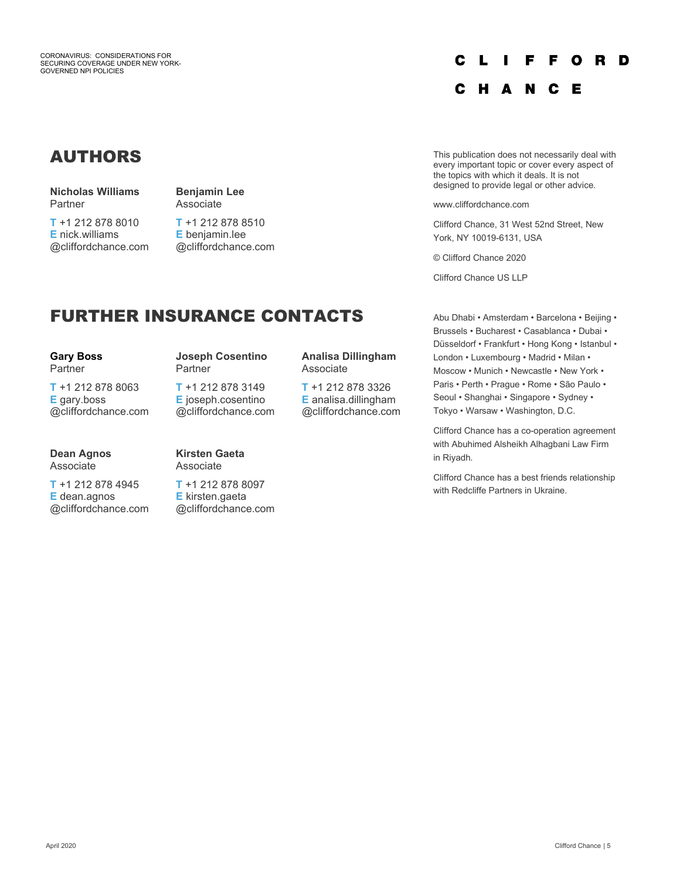## AUTHORS

**Nicholas Williams**
Partner

T +1 212 878 8010
E nick.williams@cliffordchance.com

**Benjamin Lee**
Associate

T +1 212 878 8510
E benjamin.lee@cliffordchance.com

## FURTHER INSURANCE CONTACTS

**Gary Boss**
Partner

T +1 212 878 8063
E gary.boss@cliffordchance.com

**Joseph Cosentino**
Partner

T +1 212 878 3149
E joseph.cosentino@cliffordchance.com

**Analisa Dillingham**
Associate

T +1 212 878 3326
E analisa.dillingham@cliffordchance.com

**Dean Agnos**
Associate

T +1 212 878 4945
E dean.agnos@cliffordchance.com

**Kirsten Gaeta**
Associate

T +1 212 878 8097
E kirsten.gaeta@cliffordchance.com

This publication does not necessarily deal with every important topic or cover every aspect of the topics with which it deals. It is not designed to provide legal or other advice.

www.cliffordchance.com

Clifford Chance, 31 West 52nd Street, New York, NY 10019-6131, USA

© Clifford Chance 2020

Clifford Chance US LLP

Abu Dhabi • Amsterdam • Barcelona • Beijing • Brussels • Bucharest • Casablanca • Dubai • Düsseldorf • Frankfurt • Hong Kong • Istanbul • London • Luxembourg • Madrid • Milan • Moscow • Munich • Newcastle • New York • Paris • Perth • Prague • Rome • São Paulo • Seoul • Shanghai • Singapore • Sydney • Tokyo • Warsaw • Washington, D.C.

Clifford Chance has a co-operation agreement with Abuhimed Alsheikh Alhagbani Law Firm in Riyadh.

Clifford Chance has a best friends relationship with Redcliffe Partners in Ukraine.